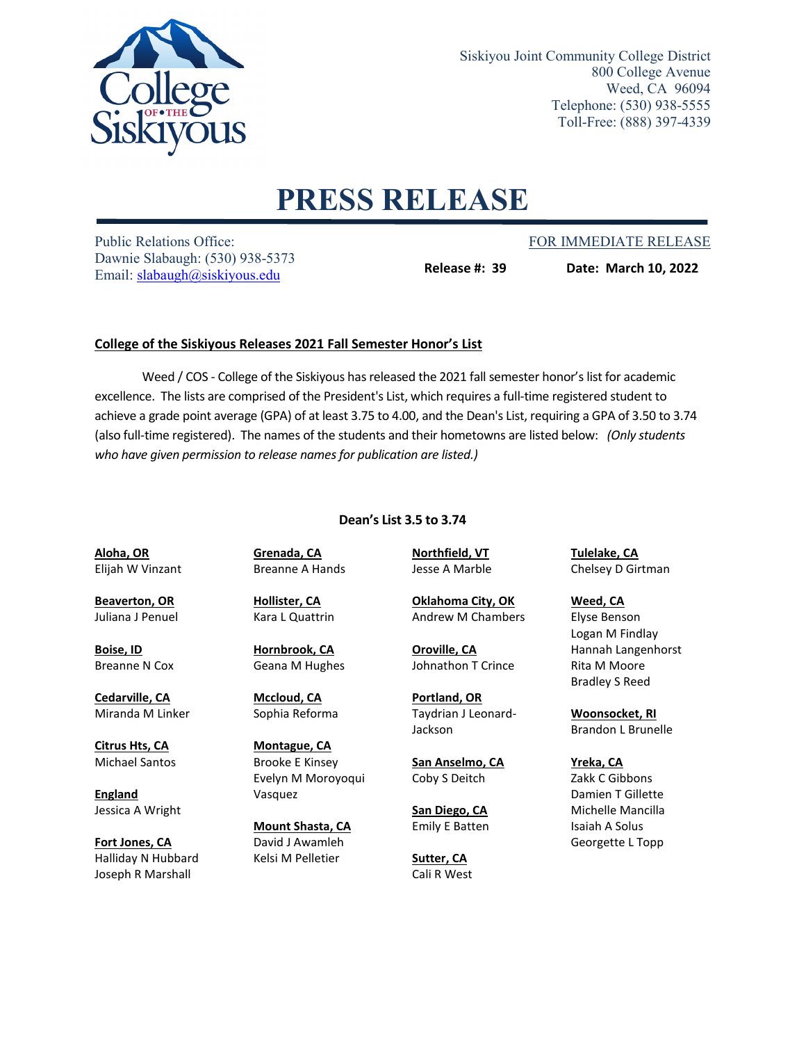Siskiyou Joint Community College District
800 College Avenue
Weed, CA 96094
Telephone: (530) 938-5555
Toll-Free: (888) 397-4339

# PRESS RELEASE

Public Relations Office:
Dawnie Slabaugh: (530) 938-5373
Email: slabaugh@siskiyous.edu

FOR IMMEDIATE RELEASE

**Release #: 39** **Date: March 10, 2022**

## College of the Siskiyous Releases 2021 Fall Semester Honor's List

Weed / COS - College of the Siskiyous has released the 2021 fall semester honor's list for academic excellence. The lists are comprised of the President's List, which requires a full-time registered student to achieve a grade point average (GPA) of at least 3.75 to 4.00, and the Dean's List, requiring a GPA of 3.50 to 3.74 (also full-time registered). The names of the students and their hometowns are listed below: *(Only students who have given permission to release names for publication are listed.)*

### Dean's List 3.5 to 3.74

**Aloha, OR**
Elijah W Vinzant

**Beaverton, OR**
Juliana J Penuel

**Boise, ID**
Breanne N Cox

**Cedarville, CA**
Miranda M Linker

**Citrus Hts, CA**
Michael Santos

**England**
Jessica A Wright

**Fort Jones, CA**
Halliday N Hubbard
Joseph R Marshall

**Grenada, CA**
Breanne A Hands

**Hollister, CA**
Kara L Quattrin

**Hornbrook, CA**
Geana M Hughes

**Mccloud, CA**
Sophia Reforma

**Montague, CA**
Brooke E Kinsey
Evelyn M Moroyoqui Vasquez

**Mount Shasta, CA**
David J Awamleh
Kelsi M Pelletier

**Northfield, VT**
Jesse A Marble

**Oklahoma City, OK**
Andrew M Chambers

**Oroville, CA**
Johnathon T Crince

**Portland, OR**
Taydrian J Leonard-Jackson

**San Anselmo, CA**
Coby S Deitch

**San Diego, CA**
Emily E Batten

**Sutter, CA**
Cali R West

**Tulelake, CA**
Chelsey D Girtman

**Weed, CA**
Elyse Benson
Logan M Findlay
Hannah Langenhorst
Rita M Moore
Bradley S Reed

**Woonsocket, RI**
Brandon L Brunelle

**Yreka, CA**
Zakk C Gibbons
Damien T Gillette
Michelle Mancilla
Isaiah A Solus
Georgette L Topp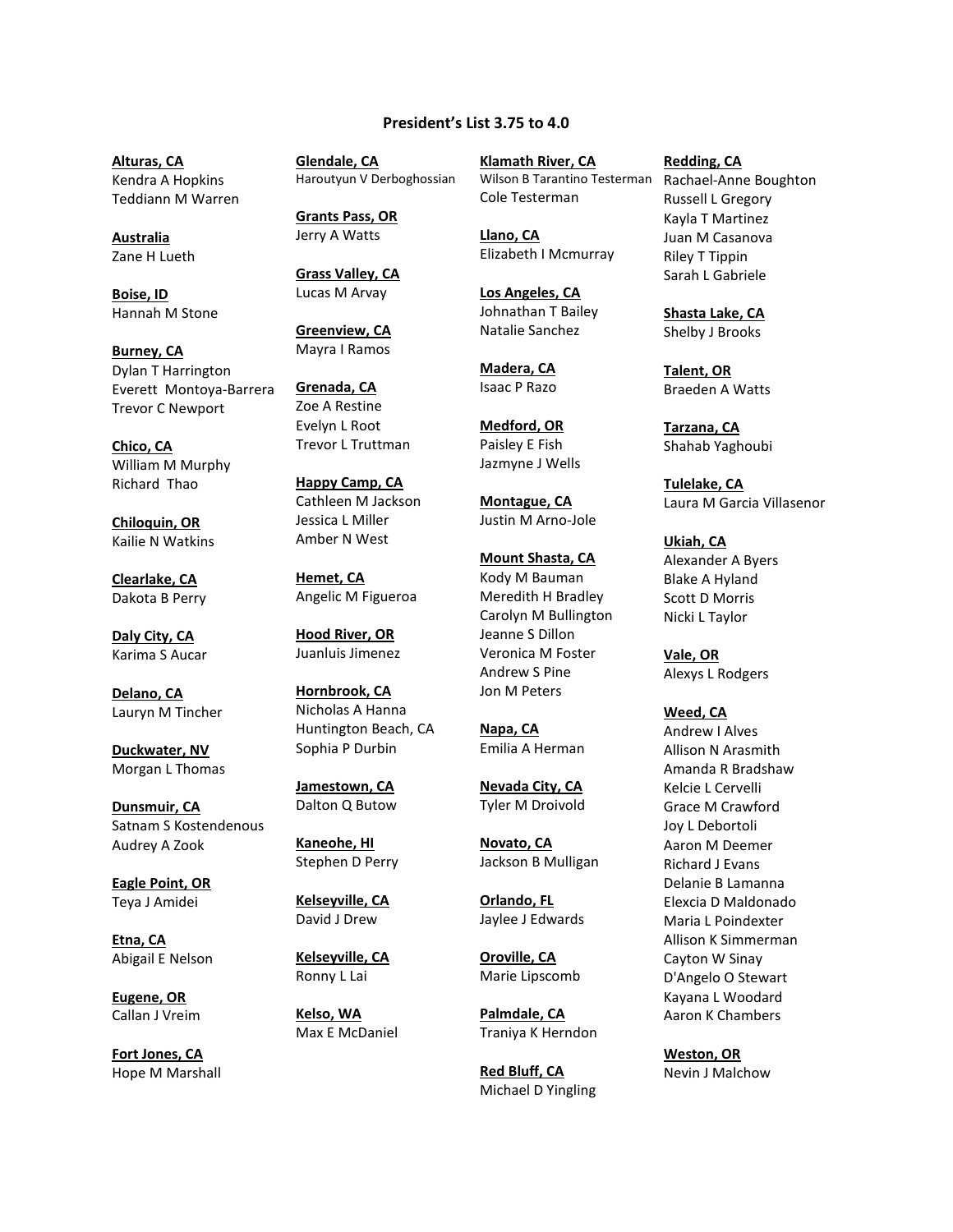## President's List 3.75 to 4.0

**Alturas, CA**
Kendra A Hopkins
Teddiann M Warren

**Australia**
Zane H Lueth

**Boise, ID**
Hannah M Stone

**Burney, CA**
Dylan T Harrington
Everett Montoya-Barrera
Trevor C Newport

**Chico, CA**
William M Murphy
Richard Thao

**Chiloquin, OR**
Kailie N Watkins

**Clearlake, CA**
Dakota B Perry

**Daly City, CA**
Karima S Aucar

**Delano, CA**
Lauryn M Tincher

**Duckwater, NV**
Morgan L Thomas

**Dunsmuir, CA**
Satnam S Kostendenous
Audrey A Zook

**Eagle Point, OR**
Teya J Amidei

**Etna, CA**
Abigail E Nelson

**Eugene, OR**
Callan J Vreim

**Fort Jones, CA**
Hope M Marshall

**Glendale, CA**
Haroutyun V Derboghossian

**Grants Pass, OR**
Jerry A Watts

**Grass Valley, CA**
Lucas M Arvay

**Greenview, CA**
Mayra I Ramos

**Grenada, CA**
Zoe A Restine
Evelyn L Root
Trevor L Truttman

**Happy Camp, CA**
Cathleen M Jackson
Jessica L Miller
Amber N West

**Hemet, CA**
Angelic M Figueroa

**Hood River, OR**
Juanluis Jimenez

**Hornbrook, CA**
Nicholas A Hanna
Huntington Beach, CA
Sophia P Durbin

**Jamestown, CA**
Dalton Q Butow

**Kaneohe, HI**
Stephen D Perry

**Kelseyville, CA**
David J Drew

**Kelseyville, CA**
Ronny L Lai

**Kelso, WA**
Max E McDaniel

**Klamath River, CA**
Wilson B Tarantino Testerman
Cole Testerman

**Llano, CA**
Elizabeth I Mcmurray

**Los Angeles, CA**
Johnathan T Bailey
Natalie Sanchez

**Madera, CA**
Isaac P Razo

**Medford, OR**
Paisley E Fish
Jazmyne J Wells

**Montague, CA**
Justin M Arno-Jole

**Mount Shasta, CA**
Kody M Bauman
Meredith H Bradley
Carolyn M Bullington
Jeanne S Dillon
Veronica M Foster
Andrew S Pine
Jon M Peters

**Napa, CA**
Emilia A Herman

**Nevada City, CA**
Tyler M Droivold

**Novato, CA**
Jackson B Mulligan

**Orlando, FL**
Jaylee J Edwards

**Oroville, CA**
Marie Lipscomb

**Palmdale, CA**
Traniya K Herndon

**Red Bluff, CA**
Michael D Yingling

**Redding, CA**
Rachael-Anne Boughton
Russell L Gregory
Kayla T Martinez
Juan M Casanova
Riley T Tippin
Sarah L Gabriele

**Shasta Lake, CA**
Shelby J Brooks

**Talent, OR**
Braeden A Watts

**Tarzana, CA**
Shahab Yaghoubi

**Tulelake, CA**
Laura M Garcia Villasenor

**Ukiah, CA**
Alexander A Byers
Blake A Hyland
Scott D Morris
Nicki L Taylor

**Vale, OR**
Alexys L Rodgers

**Weed, CA**
Andrew I Alves
Allison N Arasmith
Amanda R Bradshaw
Kelcie L Cervelli
Grace M Crawford
Joy L Debortoli
Aaron M Deemer
Richard J Evans
Delanie B Lamanna
Elexcia D Maldonado
Maria L Poindexter
Allison K Simmerman
Cayton W Sinay
D'Angelo O Stewart
Kayana L Woodard
Aaron K Chambers

**Weston, OR**
Nevin J Malchow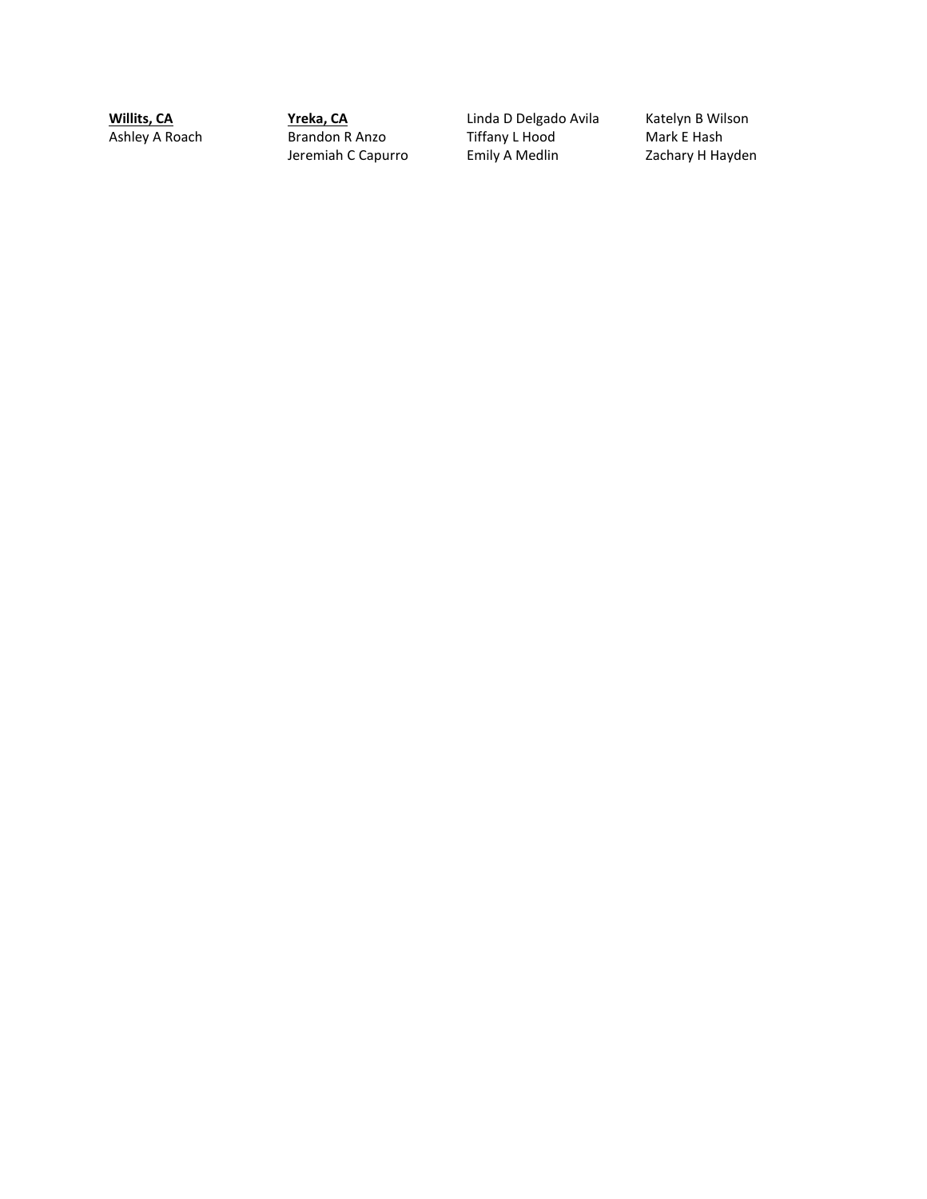**Willits, CA**
Ashley A Roach

**Yreka, CA**
Brandon R Anzo
Jeremiah C Capurro
Linda D Delgado Avila
Tiffany L Hood
Emily A Medlin
Katelyn B Wilson
Mark E Hash
Zachary H Hayden